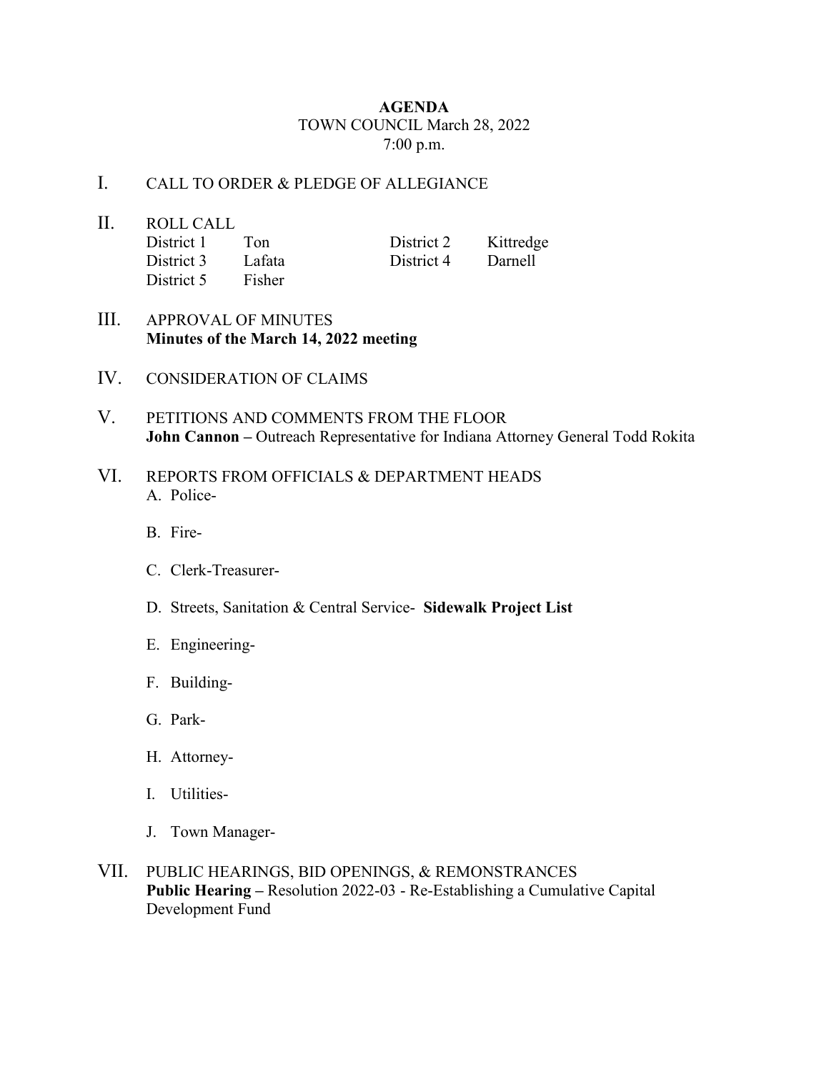**AGENDA**

TOWN COUNCIL March 28, 2022

7:00 p.m.

I. CALL TO ORDER & PLEDGE OF ALLEGIANCE

II. ROLL CALL

| | | | |
|---|---|---|---|
| District 1 | Ton | District 2 | Kittredge |
| District 3 | Lafata | District 4 | Darnell |
| District 5 | Fisher | | |

III. APPROVAL OF MINUTES
**Minutes of the March 14, 2022 meeting**

IV. CONSIDERATION OF CLAIMS

V. PETITIONS AND COMMENTS FROM THE FLOOR
**John Cannon –** Outreach Representative for Indiana Attorney General Todd Rokita

VI. REPORTS FROM OFFICIALS & DEPARTMENT HEADS

A. Police-

B. Fire-

C. Clerk-Treasurer-

D. Streets, Sanitation & Central Service- **Sidewalk Project List**

E. Engineering-

F. Building-

G. Park-

H. Attorney-

I. Utilities-

J. Town Manager-

VII. PUBLIC HEARINGS, BID OPENINGS, & REMONSTRANCES
**Public Hearing –** Resolution 2022-03 - Re-Establishing a Cumulative Capital Development Fund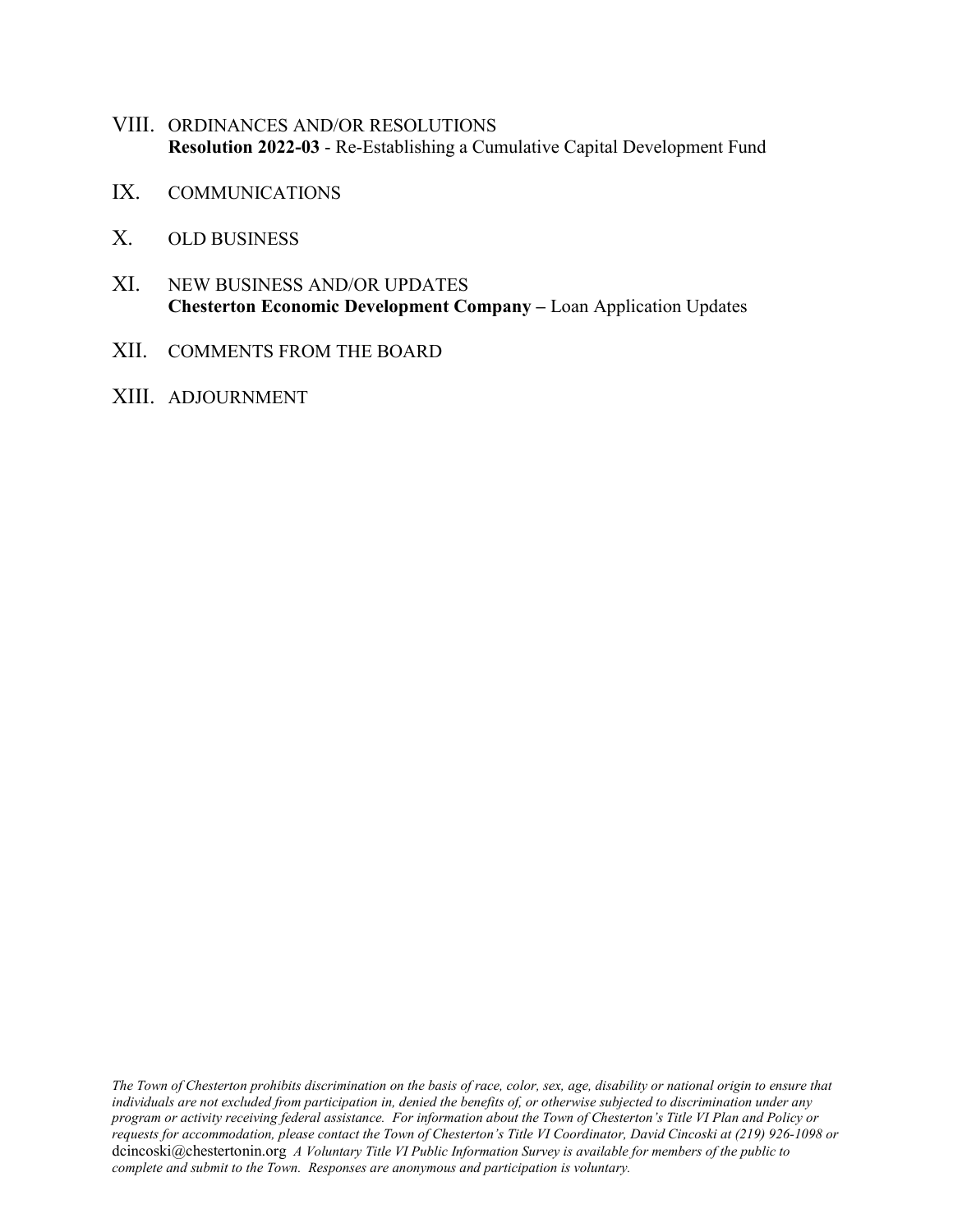VIII. ORDINANCES AND/OR RESOLUTIONS
**Resolution 2022-03** - Re-Establishing a Cumulative Capital Development Fund

IX. COMMUNICATIONS

X. OLD BUSINESS

XI. NEW BUSINESS AND/OR UPDATES
**Chesterton Economic Development Company –** Loan Application Updates

XII. COMMENTS FROM THE BOARD

XIII. ADJOURNMENT

*The Town of Chesterton prohibits discrimination on the basis of race, color, sex, age, disability or national origin to ensure that individuals are not excluded from participation in, denied the benefits of, or otherwise subjected to discrimination under any program or activity receiving federal assistance. For information about the Town of Chesterton's Title VI Plan and Policy or requests for accommodation, please contact the Town of Chesterton's Title VI Coordinator, David Cincoski at (219) 926-1098 or* dcincoski@chestertonin.org *A Voluntary Title VI Public Information Survey is available for members of the public to complete and submit to the Town. Responses are anonymous and participation is voluntary.*